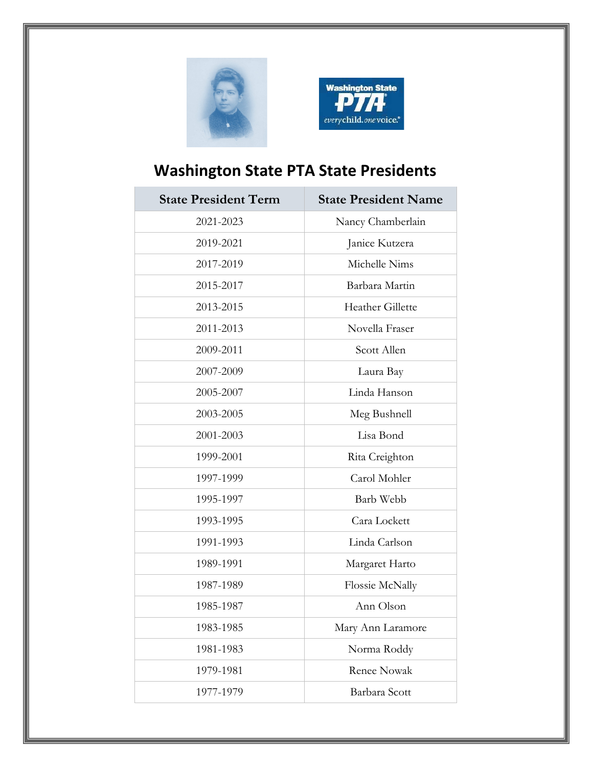# Washington State PTA State Presidents

| State President Term | State President Name |
|---|---|
| 2021-2023 | Nancy Chamberlain |
| 2019-2021 | Janice Kutzera |
| 2017-2019 | Michelle Nims |
| 2015-2017 | Barbara Martin |
| 2013-2015 | Heather Gillette |
| 2011-2013 | Novella Fraser |
| 2009-2011 | Scott Allen |
| 2007-2009 | Laura Bay |
| 2005-2007 | Linda Hanson |
| 2003-2005 | Meg Bushnell |
| 2001-2003 | Lisa Bond |
| 1999-2001 | Rita Creighton |
| 1997-1999 | Carol Mohler |
| 1995-1997 | Barb Webb |
| 1993-1995 | Cara Lockett |
| 1991-1993 | Linda Carlson |
| 1989-1991 | Margaret Harto |
| 1987-1989 | Flossie McNally |
| 1985-1987 | Ann Olson |
| 1983-1985 | Mary Ann Laramore |
| 1981-1983 | Norma Roddy |
| 1979-1981 | Renee Nowak |
| 1977-1979 | Barbara Scott |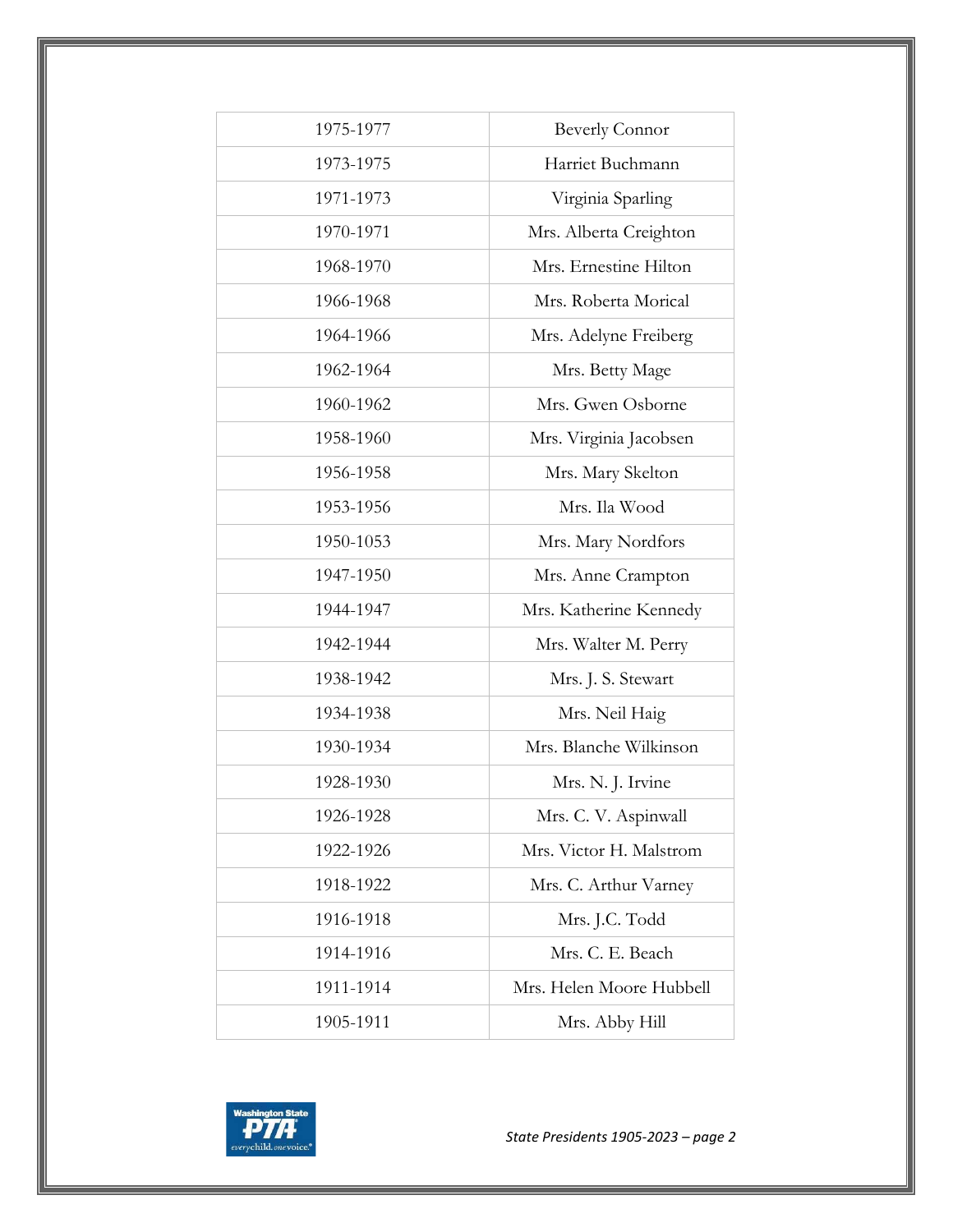| | |
|---|---|
| 1975-1977 | Beverly Connor |
| 1973-1975 | Harriet Buchmann |
| 1971-1973 | Virginia Sparling |
| 1970-1971 | Mrs. Alberta Creighton |
| 1968-1970 | Mrs. Ernestine Hilton |
| 1966-1968 | Mrs. Roberta Morical |
| 1964-1966 | Mrs. Adelyne Freiberg |
| 1962-1964 | Mrs. Betty Mage |
| 1960-1962 | Mrs. Gwen Osborne |
| 1958-1960 | Mrs. Virginia Jacobsen |
| 1956-1958 | Mrs. Mary Skelton |
| 1953-1956 | Mrs. Ila Wood |
| 1950-1053 | Mrs. Mary Nordfors |
| 1947-1950 | Mrs. Anne Crampton |
| 1944-1947 | Mrs. Katherine Kennedy |
| 1942-1944 | Mrs. Walter M. Perry |
| 1938-1942 | Mrs. J. S. Stewart |
| 1934-1938 | Mrs. Neil Haig |
| 1930-1934 | Mrs. Blanche Wilkinson |
| 1928-1930 | Mrs. N. J. Irvine |
| 1926-1928 | Mrs. C. V. Aspinwall |
| 1922-1926 | Mrs. Victor H. Malstrom |
| 1918-1922 | Mrs. C. Arthur Varney |
| 1916-1918 | Mrs. J.C. Todd |
| 1914-1916 | Mrs. C. E. Beach |
| 1911-1914 | Mrs. Helen Moore Hubbell |
| 1905-1911 | Mrs. Abby Hill |